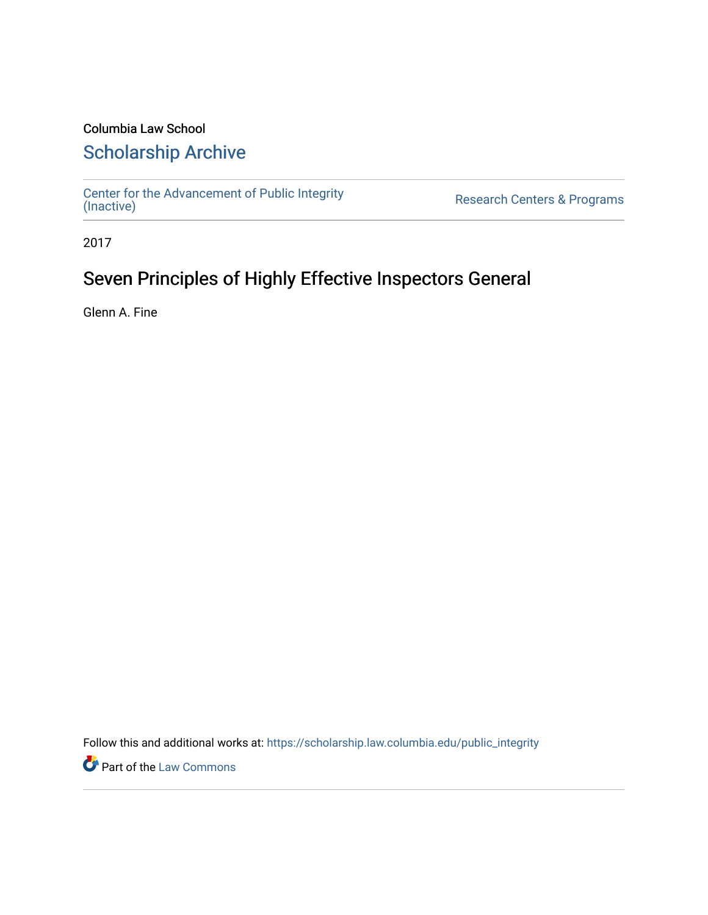Columbia Law School

## Scholarship Archive

Center for the Advancement of Public Integrity (Inactive) | Research Centers & Programs

2017

# Seven Principles of Highly Effective Inspectors General

Glenn A. Fine

Follow this and additional works at: https://scholarship.law.columbia.edu/public_integrity

Part of the Law Commons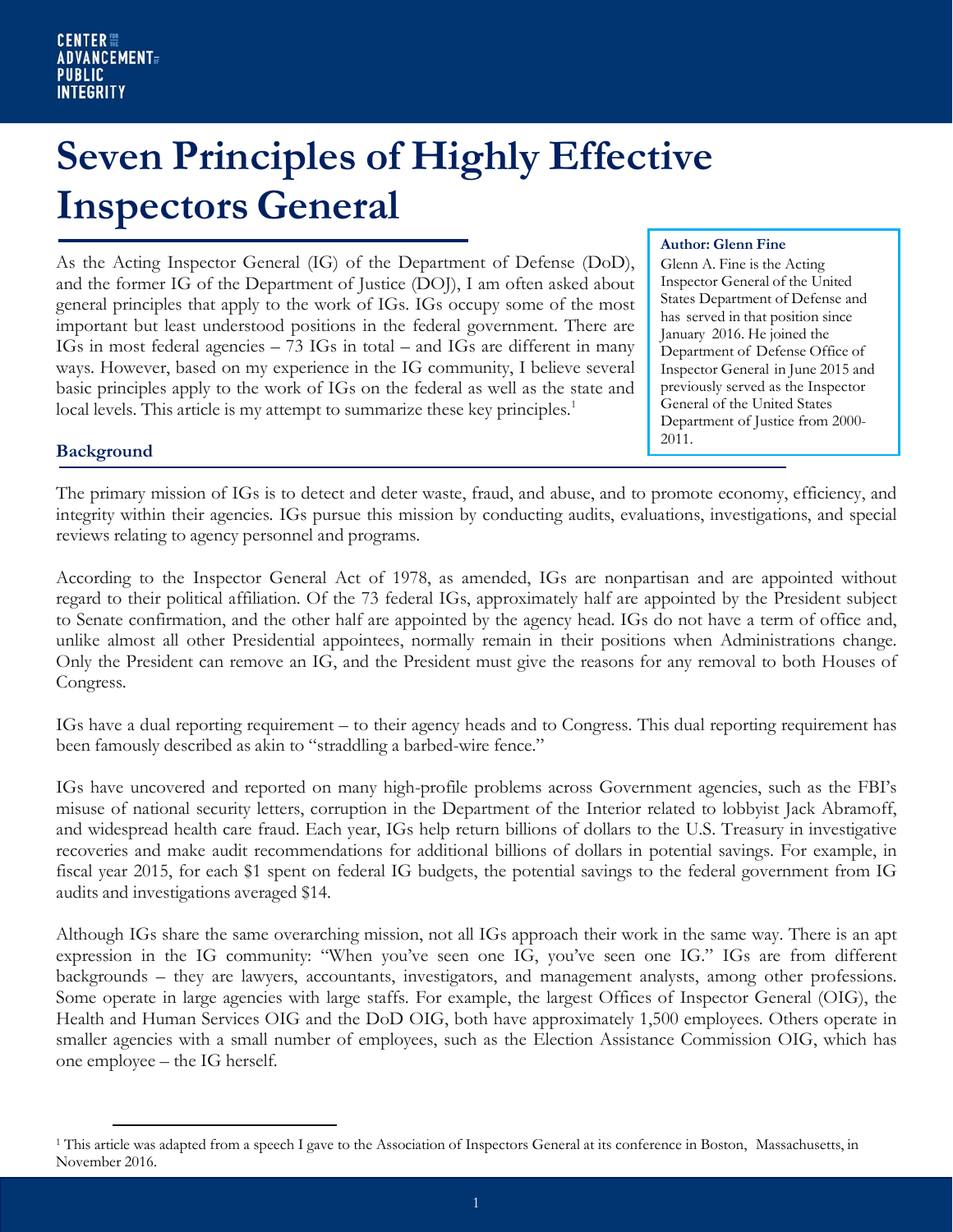# Seven Principles of Highly Effective Inspectors General

As the Acting Inspector General (IG) of the Department of Defense (DoD), and the former IG of the Department of Justice (DOJ), I am often asked about general principles that apply to the work of IGs. IGs occupy some of the most important but least understood positions in the federal government. There are IGs in most federal agencies – 73 IGs in total – and IGs are different in many ways. However, based on my experience in the IG community, I believe several basic principles apply to the work of IGs on the federal as well as the state and local levels. This article is my attempt to summarize these key principles.[1]

**Author: Glenn Fine**

Glenn A. Fine is the Acting Inspector General of the United States Department of Defense and has served in that position since January 2016. He joined the Department of Defense Office of Inspector General in June 2015 and previously served as the Inspector General of the United States Department of Justice from 2000-2011.

## Background

The primary mission of IGs is to detect and deter waste, fraud, and abuse, and to promote economy, efficiency, and integrity within their agencies. IGs pursue this mission by conducting audits, evaluations, investigations, and special reviews relating to agency personnel and programs.

According to the Inspector General Act of 1978, as amended, IGs are nonpartisan and are appointed without regard to their political affiliation. Of the 73 federal IGs, approximately half are appointed by the President subject to Senate confirmation, and the other half are appointed by the agency head. IGs do not have a term of office and, unlike almost all other Presidential appointees, normally remain in their positions when Administrations change. Only the President can remove an IG, and the President must give the reasons for any removal to both Houses of Congress.

IGs have a dual reporting requirement – to their agency heads and to Congress. This dual reporting requirement has been famously described as akin to "straddling a barbed-wire fence."

IGs have uncovered and reported on many high-profile problems across Government agencies, such as the FBI's misuse of national security letters, corruption in the Department of the Interior related to lobbyist Jack Abramoff, and widespread health care fraud. Each year, IGs help return billions of dollars to the U.S. Treasury in investigative recoveries and make audit recommendations for additional billions of dollars in potential savings. For example, in fiscal year 2015, for each $1 spent on federal IG budgets, the potential savings to the federal government from IG audits and investigations averaged $14.

Although IGs share the same overarching mission, not all IGs approach their work in the same way. There is an apt expression in the IG community: "When you've seen one IG, you've seen one IG." IGs are from different backgrounds – they are lawyers, accountants, investigators, and management analysts, among other professions. Some operate in large agencies with large staffs. For example, the largest Offices of Inspector General (OIG), the Health and Human Services OIG and the DoD OIG, both have approximately 1,500 employees. Others operate in smaller agencies with a small number of employees, such as the Election Assistance Commission OIG, which has one employee – the IG herself.

---

[1] This article was adapted from a speech I gave to the Association of Inspectors General at its conference in Boston, Massachusetts, in November 2016.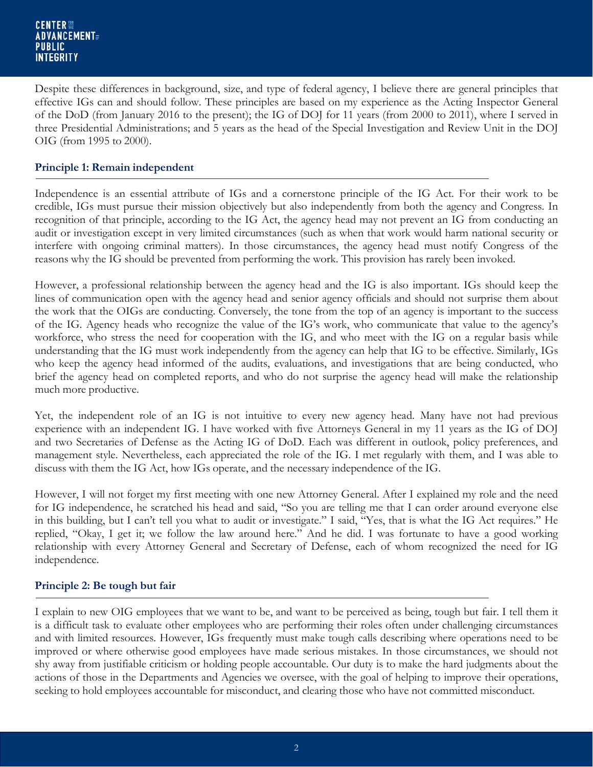Despite these differences in background, size, and type of federal agency, I believe there are general principles that effective IGs can and should follow. These principles are based on my experience as the Acting Inspector General of the DoD (from January 2016 to the present); the IG of DOJ for 11 years (from 2000 to 2011), where I served in three Presidential Administrations; and 5 years as the head of the Special Investigation and Review Unit in the DOJ OIG (from 1995 to 2000).

## Principle 1: Remain independent

Independence is an essential attribute of IGs and a cornerstone principle of the IG Act. For their work to be credible, IGs must pursue their mission objectively but also independently from both the agency and Congress. In recognition of that principle, according to the IG Act, the agency head may not prevent an IG from conducting an audit or investigation except in very limited circumstances (such as when that work would harm national security or interfere with ongoing criminal matters). In those circumstances, the agency head must notify Congress of the reasons why the IG should be prevented from performing the work. This provision has rarely been invoked.

However, a professional relationship between the agency head and the IG is also important. IGs should keep the lines of communication open with the agency head and senior agency officials and should not surprise them about the work that the OIGs are conducting. Conversely, the tone from the top of an agency is important to the success of the IG. Agency heads who recognize the value of the IG's work, who communicate that value to the agency's workforce, who stress the need for cooperation with the IG, and who meet with the IG on a regular basis while understanding that the IG must work independently from the agency can help that IG to be effective. Similarly, IGs who keep the agency head informed of the audits, evaluations, and investigations that are being conducted, who brief the agency head on completed reports, and who do not surprise the agency head will make the relationship much more productive.

Yet, the independent role of an IG is not intuitive to every new agency head. Many have not had previous experience with an independent IG. I have worked with five Attorneys General in my 11 years as the IG of DOJ and two Secretaries of Defense as the Acting IG of DoD. Each was different in outlook, policy preferences, and management style. Nevertheless, each appreciated the role of the IG. I met regularly with them, and I was able to discuss with them the IG Act, how IGs operate, and the necessary independence of the IG.

However, I will not forget my first meeting with one new Attorney General. After I explained my role and the need for IG independence, he scratched his head and said, "So you are telling me that I can order around everyone else in this building, but I can't tell you what to audit or investigate." I said, "Yes, that is what the IG Act requires." He replied, "Okay, I get it; we follow the law around here." And he did. I was fortunate to have a good working relationship with every Attorney General and Secretary of Defense, each of whom recognized the need for IG independence.

## Principle 2: Be tough but fair

I explain to new OIG employees that we want to be, and want to be perceived as being, tough but fair. I tell them it is a difficult task to evaluate other employees who are performing their roles often under challenging circumstances and with limited resources. However, IGs frequently must make tough calls describing where operations need to be improved or where otherwise good employees have made serious mistakes. In those circumstances, we should not shy away from justifiable criticism or holding people accountable. Our duty is to make the hard judgments about the actions of those in the Departments and Agencies we oversee, with the goal of helping to improve their operations, seeking to hold employees accountable for misconduct, and clearing those who have not committed misconduct.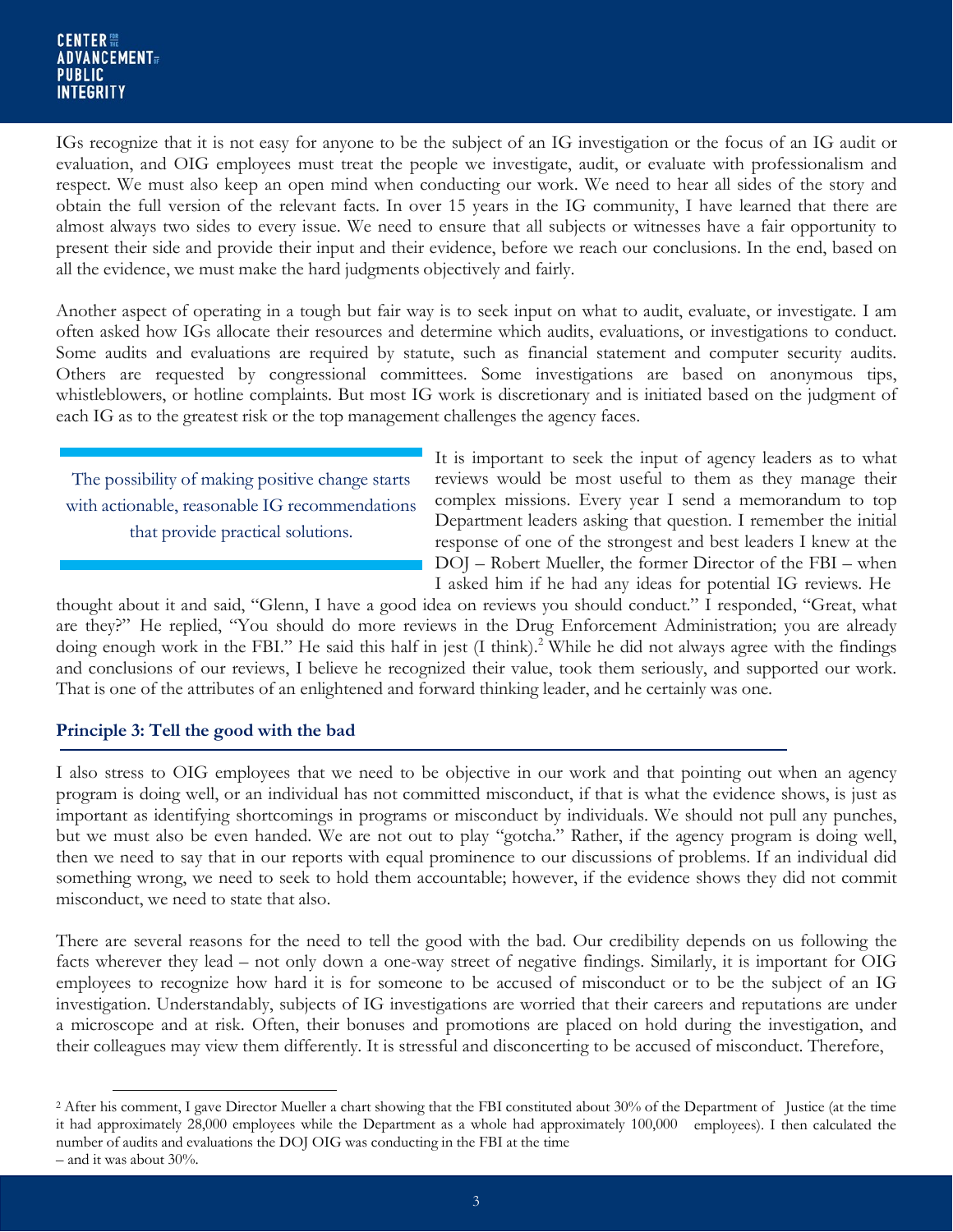IGs recognize that it is not easy for anyone to be the subject of an IG investigation or the focus of an IG audit or evaluation, and OIG employees must treat the people we investigate, audit, or evaluate with professionalism and respect. We must also keep an open mind when conducting our work. We need to hear all sides of the story and obtain the full version of the relevant facts. In over 15 years in the IG community, I have learned that there are almost always two sides to every issue. We need to ensure that all subjects or witnesses have a fair opportunity to present their side and provide their input and their evidence, before we reach our conclusions. In the end, based on all the evidence, we must make the hard judgments objectively and fairly.

Another aspect of operating in a tough but fair way is to seek input on what to audit, evaluate, or investigate. I am often asked how IGs allocate their resources and determine which audits, evaluations, or investigations to conduct. Some audits and evaluations are required by statute, such as financial statement and computer security audits. Others are requested by congressional committees. Some investigations are based on anonymous tips, whistleblowers, or hotline complaints. But most IG work is discretionary and is initiated based on the judgment of each IG as to the greatest risk or the top management challenges the agency faces.

> The possibility of making positive change starts with actionable, reasonable IG recommendations that provide practical solutions.

It is important to seek the input of agency leaders as to what reviews would be most useful to them as they manage their complex missions. Every year I send a memorandum to top Department leaders asking that question. I remember the initial response of one of the strongest and best leaders I knew at the DOJ – Robert Mueller, the former Director of the FBI – when I asked him if he had any ideas for potential IG reviews. He thought about it and said, "Glenn, I have a good idea on reviews you should conduct." I responded, "Great, what are they?" He replied, "You should do more reviews in the Drug Enforcement Administration; you are already doing enough work in the FBI." He said this half in jest (I think).[2] While he did not always agree with the findings and conclusions of our reviews, I believe he recognized their value, took them seriously, and supported our work. That is one of the attributes of an enlightened and forward thinking leader, and he certainly was one.

### Principle 3: Tell the good with the bad

I also stress to OIG employees that we need to be objective in our work and that pointing out when an agency program is doing well, or an individual has not committed misconduct, if that is what the evidence shows, is just as important as identifying shortcomings in programs or misconduct by individuals. We should not pull any punches, but we must also be even handed. We are not out to play "gotcha." Rather, if the agency program is doing well, then we need to say that in our reports with equal prominence to our discussions of problems. If an individual did something wrong, we need to seek to hold them accountable; however, if the evidence shows they did not commit misconduct, we need to state that also.

There are several reasons for the need to tell the good with the bad. Our credibility depends on us following the facts wherever they lead – not only down a one-way street of negative findings. Similarly, it is important for OIG employees to recognize how hard it is for someone to be accused of misconduct or to be the subject of an IG investigation. Understandably, subjects of IG investigations are worried that their careers and reputations are under a microscope and at risk. Often, their bonuses and promotions are placed on hold during the investigation, and their colleagues may view them differently. It is stressful and disconcerting to be accused of misconduct. Therefore,

---

[2] After his comment, I gave Director Mueller a chart showing that the FBI constituted about 30% of the Department of Justice (at the time it had approximately 28,000 employees while the Department as a whole had approximately 100,000 employees). I then calculated the number of audits and evaluations the DOJ OIG was conducting in the FBI at the time – and it was about 30%.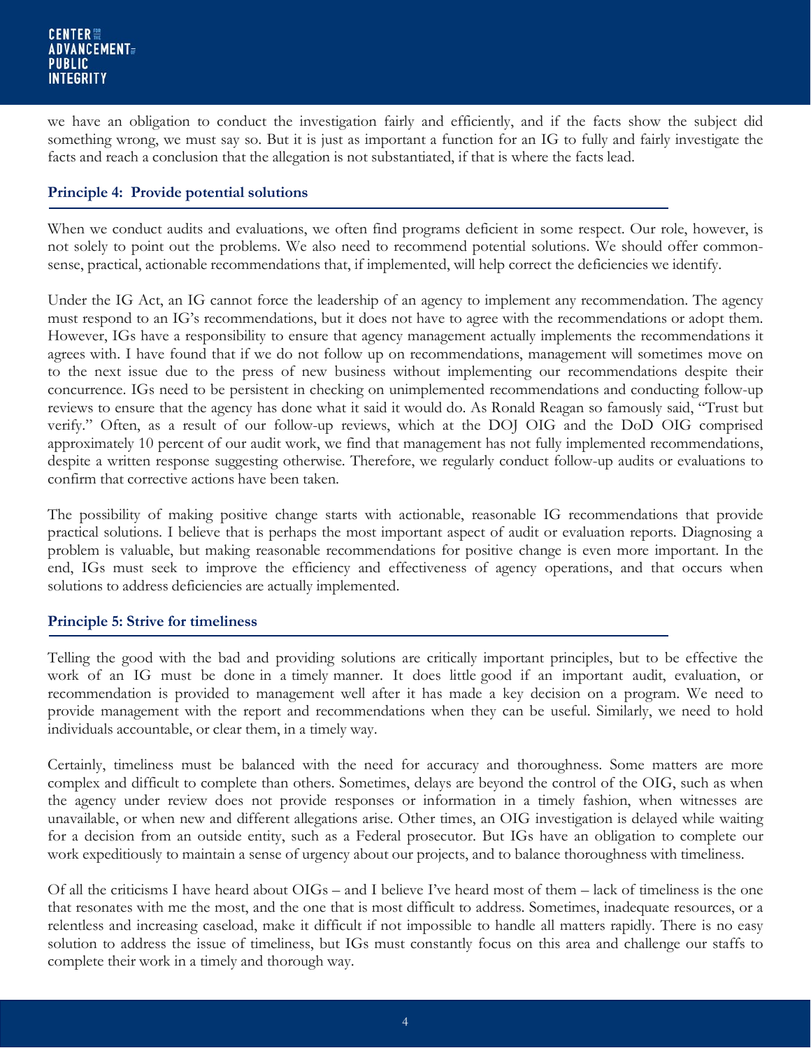we have an obligation to conduct the investigation fairly and efficiently, and if the facts show the subject did something wrong, we must say so. But it is just as important a function for an IG to fully and fairly investigate the facts and reach a conclusion that the allegation is not substantiated, if that is where the facts lead.

### Principle 4: Provide potential solutions

When we conduct audits and evaluations, we often find programs deficient in some respect. Our role, however, is not solely to point out the problems. We also need to recommend potential solutions. We should offer common-sense, practical, actionable recommendations that, if implemented, will help correct the deficiencies we identify.

Under the IG Act, an IG cannot force the leadership of an agency to implement any recommendation. The agency must respond to an IG's recommendations, but it does not have to agree with the recommendations or adopt them. However, IGs have a responsibility to ensure that agency management actually implements the recommendations it agrees with. I have found that if we do not follow up on recommendations, management will sometimes move on to the next issue due to the press of new business without implementing our recommendations despite their concurrence. IGs need to be persistent in checking on unimplemented recommendations and conducting follow-up reviews to ensure that the agency has done what it said it would do. As Ronald Reagan so famously said, "Trust but verify." Often, as a result of our follow-up reviews, which at the DOJ OIG and the DoD OIG comprised approximately 10 percent of our audit work, we find that management has not fully implemented recommendations, despite a written response suggesting otherwise. Therefore, we regularly conduct follow-up audits or evaluations to confirm that corrective actions have been taken.

The possibility of making positive change starts with actionable, reasonable IG recommendations that provide practical solutions. I believe that is perhaps the most important aspect of audit or evaluation reports. Diagnosing a problem is valuable, but making reasonable recommendations for positive change is even more important. In the end, IGs must seek to improve the efficiency and effectiveness of agency operations, and that occurs when solutions to address deficiencies are actually implemented.

### Principle 5: Strive for timeliness

Telling the good with the bad and providing solutions are critically important principles, but to be effective the work of an IG must be done in a timely manner. It does little good if an important audit, evaluation, or recommendation is provided to management well after it has made a key decision on a program. We need to provide management with the report and recommendations when they can be useful. Similarly, we need to hold individuals accountable, or clear them, in a timely way.

Certainly, timeliness must be balanced with the need for accuracy and thoroughness. Some matters are more complex and difficult to complete than others. Sometimes, delays are beyond the control of the OIG, such as when the agency under review does not provide responses or information in a timely fashion, when witnesses are unavailable, or when new and different allegations arise. Other times, an OIG investigation is delayed while waiting for a decision from an outside entity, such as a Federal prosecutor. But IGs have an obligation to complete our work expeditiously to maintain a sense of urgency about our projects, and to balance thoroughness with timeliness.

Of all the criticisms I have heard about OIGs – and I believe I've heard most of them – lack of timeliness is the one that resonates with me the most, and the one that is most difficult to address. Sometimes, inadequate resources, or a relentless and increasing caseload, make it difficult if not impossible to handle all matters rapidly. There is no easy solution to address the issue of timeliness, but IGs must constantly focus on this area and challenge our staffs to complete their work in a timely and thorough way.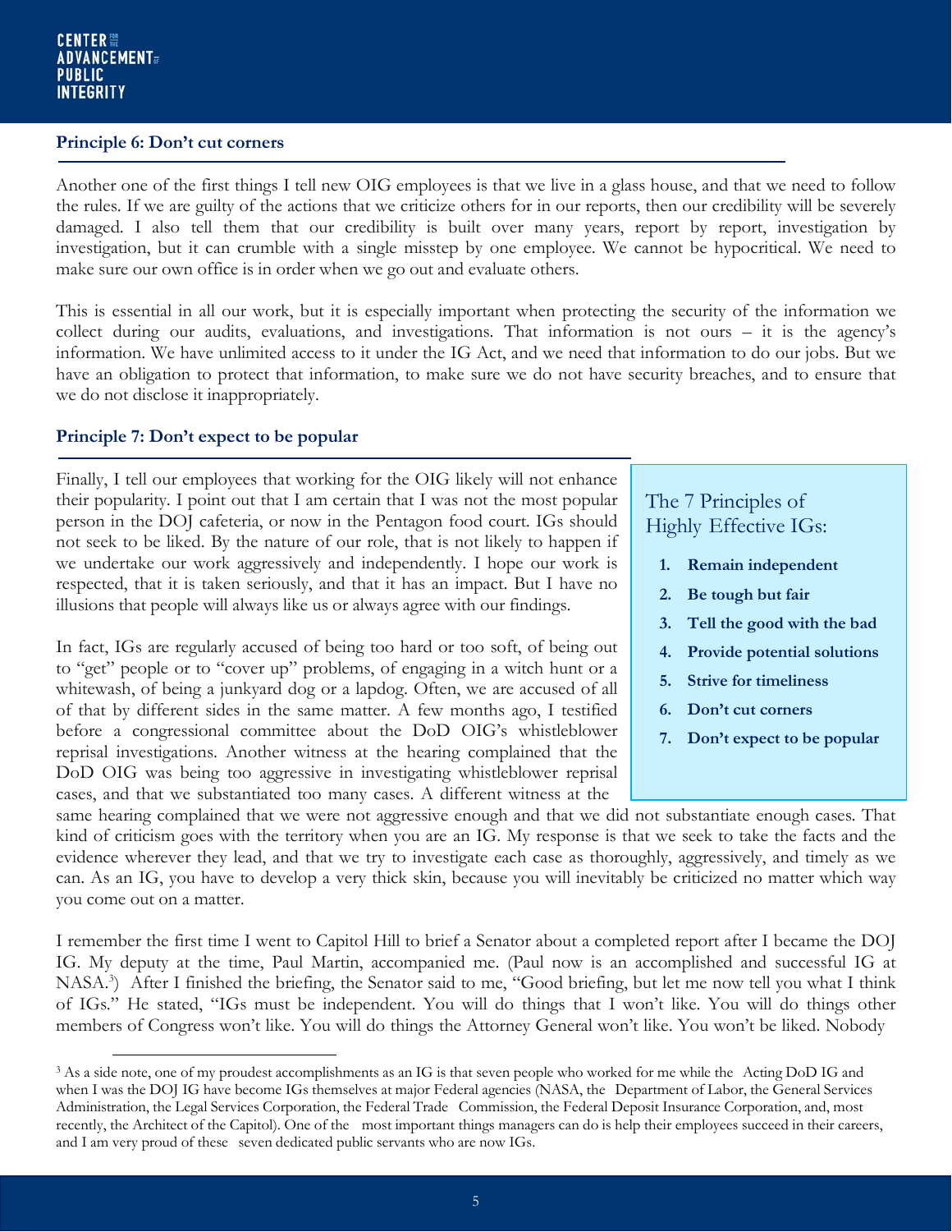### Principle 6: Don't cut corners

Another one of the first things I tell new OIG employees is that we live in a glass house, and that we need to follow the rules. If we are guilty of the actions that we criticize others for in our reports, then our credibility will be severely damaged. I also tell them that our credibility is built over many years, report by report, investigation by investigation, but it can crumble with a single misstep by one employee. We cannot be hypocritical. We need to make sure our own office is in order when we go out and evaluate others.

This is essential in all our work, but it is especially important when protecting the security of the information we collect during our audits, evaluations, and investigations. That information is not ours – it is the agency's information. We have unlimited access to it under the IG Act, and we need that information to do our jobs. But we have an obligation to protect that information, to make sure we do not have security breaches, and to ensure that we do not disclose it inappropriately.

### Principle 7: Don't expect to be popular

Finally, I tell our employees that working for the OIG likely will not enhance their popularity. I point out that I am certain that I was not the most popular person in the DOJ cafeteria, or now in the Pentagon food court. IGs should not seek to be liked. By the nature of our role, that is not likely to happen if we undertake our work aggressively and independently. I hope our work is respected, that it is taken seriously, and that it has an impact. But I have no illusions that people will always like us or always agree with our findings.

> The 7 Principles of Highly Effective IGs:
>
> 1. **Remain independent**
> 2. **Be tough but fair**
> 3. **Tell the good with the bad**
> 4. **Provide potential solutions**
> 5. **Strive for timeliness**
> 6. **Don't cut corners**
> 7. **Don't expect to be popular**

In fact, IGs are regularly accused of being too hard or too soft, of being out to "get" people or to "cover up" problems, of engaging in a witch hunt or a whitewash, of being a junkyard dog or a lapdog. Often, we are accused of all of that by different sides in the same matter. A few months ago, I testified before a congressional committee about the DoD OIG's whistleblower reprisal investigations. Another witness at the hearing complained that the DoD OIG was being too aggressive in investigating whistleblower reprisal cases, and that we substantiated too many cases. A different witness at the same hearing complained that we were not aggressive enough and that we did not substantiate enough cases. That kind of criticism goes with the territory when you are an IG. My response is that we seek to take the facts and the evidence wherever they lead, and that we try to investigate each case as thoroughly, aggressively, and timely as we can. As an IG, you have to develop a very thick skin, because you will inevitably be criticized no matter which way you come out on a matter.

I remember the first time I went to Capitol Hill to brief a Senator about a completed report after I became the DOJ IG. My deputy at the time, Paul Martin, accompanied me. (Paul now is an accomplished and successful IG at NASA.[3]) After I finished the briefing, the Senator said to me, "Good briefing, but let me now tell you what I think of IGs." He stated, "IGs must be independent. You will do things that I won't like. You will do things other members of Congress won't like. You will do things the Attorney General won't like. You won't be liked. Nobody

---

[3] As a side note, one of my proudest accomplishments as an IG is that seven people who worked for me while the Acting DoD IG and when I was the DOJ IG have become IGs themselves at major Federal agencies (NASA, the Department of Labor, the General Services Administration, the Legal Services Corporation, the Federal Trade Commission, the Federal Deposit Insurance Corporation, and, most recently, the Architect of the Capitol). One of the most important things managers can do is help their employees succeed in their careers, and I am very proud of these seven dedicated public servants who are now IGs.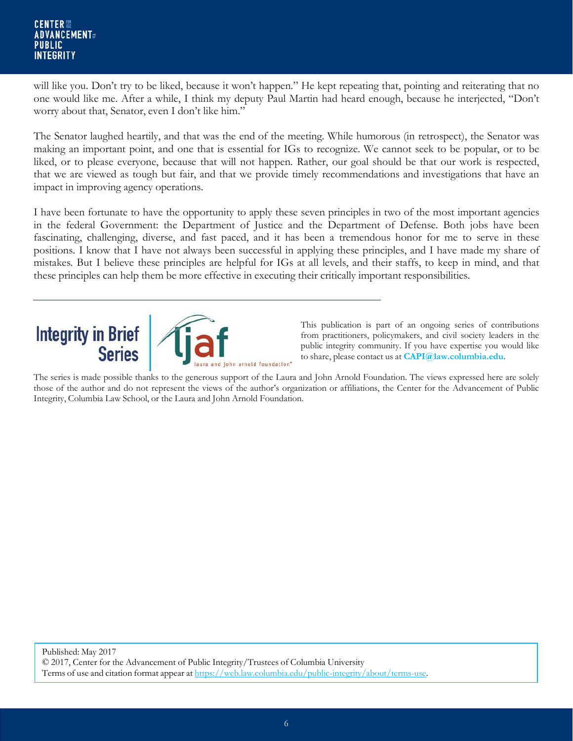will like you. Don't try to be liked, because it won't happen." He kept repeating that, pointing and reiterating that no one would like me. After a while, I think my deputy Paul Martin had heard enough, because he interjected, "Don't worry about that, Senator, even I don't like him."

The Senator laughed heartily, and that was the end of the meeting. While humorous (in retrospect), the Senator was making an important point, and one that is essential for IGs to recognize. We cannot seek to be popular, or to be liked, or to please everyone, because that will not happen. Rather, our goal should be that our work is respected, that we are viewed as tough but fair, and that we provide timely recommendations and investigations that have an impact in improving agency operations.

I have been fortunate to have the opportunity to apply these seven principles in two of the most important agencies in the federal Government: the Department of Justice and the Department of Defense. Both jobs have been fascinating, challenging, diverse, and fast paced, and it has been a tremendous honor for me to serve in these positions. I know that I have not always been successful in applying these principles, and I have made my share of mistakes. But I believe these principles are helpful for IGs at all levels, and their staffs, to keep in mind, and that these principles can help them be more effective in executing their critically important responsibilities.

---

**Integrity in Brief Series** | ljaf laura and john arnold foundation

This publication is part of an ongoing series of contributions from practitioners, policymakers, and civil society leaders in the public integrity community. If you have expertise you would like to share, please contact us at **CAPI@law.columbia.edu**.

The series is made possible thanks to the generous support of the Laura and John Arnold Foundation. The views expressed here are solely those of the author and do not represent the views of the author's organization or affiliations, the Center for the Advancement of Public Integrity, Columbia Law School, or the Laura and John Arnold Foundation.

Published: May 2017
© 2017, Center for the Advancement of Public Integrity/Trustees of Columbia University
Terms of use and citation format appear at https://web.law.columbia.edu/public-integrity/about/terms-use.